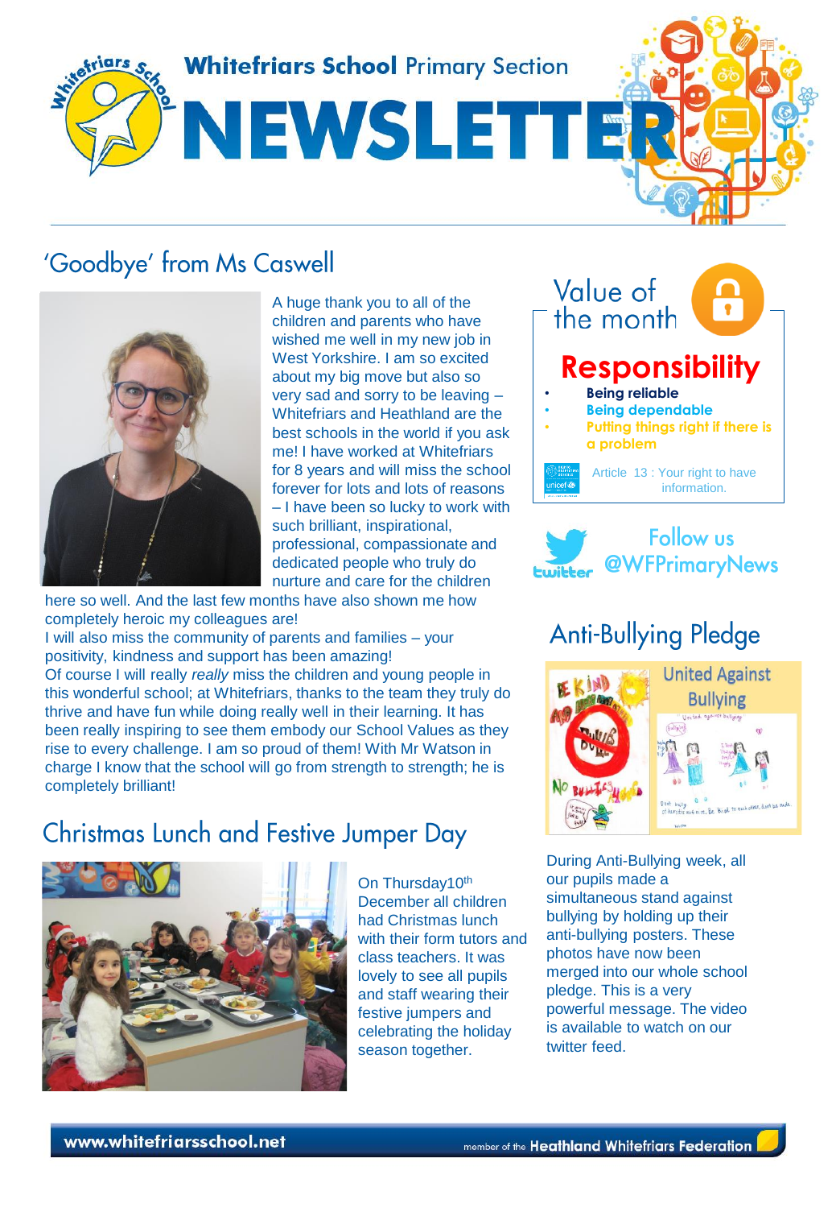# Whitefriars School Primary Section NEWSLETTER

## 'Goodbye' from Ms Caswell

A huge thank you to all of the children and parents who have wished me well in my new job in West Yorkshire. I am so excited about my big move but also so very sad and sorry to be leaving – Whitefriars and Heathland are the best schools in the world if you ask me! I have worked at Whitefriars for 8 years and will miss the school forever for lots and lots of reasons – I have been so lucky to work with such brilliant, inspirational, professional, compassionate and dedicated people who truly do nurture and care for the children here so well. And the last few months have also shown me how completely heroic my colleagues are!

I will also miss the community of parents and families – your positivity, kindness and support has been amazing!

Of course I will really *really* miss the children and young people in this wonderful school; at Whitefriars, thanks to the team they truly do thrive and have fun while doing really well in their learning. It has been really inspiring to see them embody our School Values as they rise to every challenge. I am so proud of them! With Mr Watson in charge I know that the school will go from strength to strength; he is completely brilliant!

## Christmas Lunch and Festive Jumper Day

On Thursday10th December all children had Christmas lunch with their form tutors and class teachers. It was lovely to see all pupils and staff wearing their festive jumpers and celebrating the holiday season together.

## Value of the month

### Responsibility

- **Being reliable**
- **Being dependable**
- **Putting things right if there is a problem**

Article 13 : Your right to have information.

Follow us @WFPrimaryNews

## Anti-Bullying Pledge

During Anti-Bullying week, all our pupils made a simultaneous stand against bullying by holding up their anti-bullying posters. These photos have now been merged into our whole school pledge. This is a very powerful message. The video is available to watch on our twitter feed.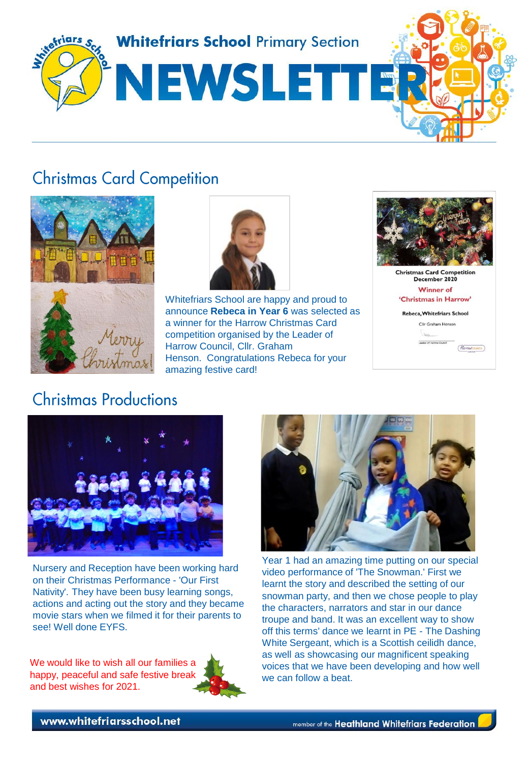# Whitefriars School Primary Section NEWSLETTER

## Christmas Card Competition

Whitefriars School are happy and proud to announce **Rebeca in Year 6** was selected as a winner for the Harrow Christmas Card competition organised by the Leader of Harrow Council, Cllr. Graham Henson. Congratulations Rebeca for your amazing festive card!

Christmas Card Competition
December 2020
Winner of
'Christmas in Harrow'
Rebeca, Whitefriars School
Cllr Graham Henson
Leader of Harrow Council

## Christmas Productions

Nursery and Reception have been working hard on their Christmas Performance - 'Our First Nativity'. They have been busy learning songs, actions and acting out the story and they became movie stars when we filmed it for their parents to see! Well done EYFS.

We would like to wish all our families a happy, peaceful and safe festive break and best wishes for 2021.

Year 1 had an amazing time putting on our special video performance of 'The Snowman.' First we learnt the story and described the setting of our snowman party, and then we chose people to play the characters, narrators and star in our dance troupe and band. It was an excellent way to show off this terms' dance we learnt in PE - The Dashing White Sergeant, which is a Scottish ceilidh dance, as well as showcasing our magnificent speaking voices that we have been developing and how well we can follow a beat.

www.whitefriarsschool.net — member of the Heathland Whitefriars Federation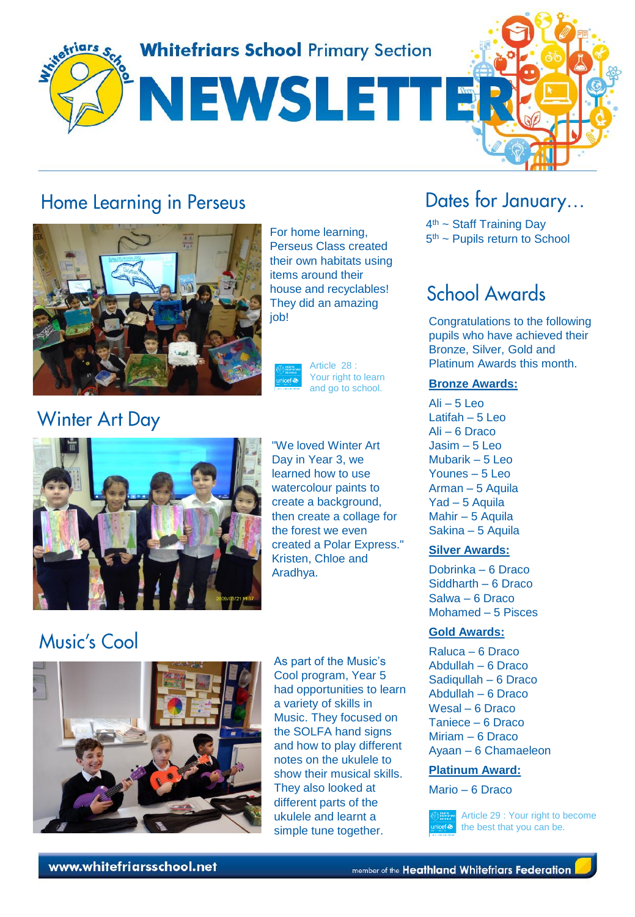Whitefriars School Primary Section

# NEWSLETTER

## Home Learning in Perseus

For home learning, Perseus Class created their own habitats using items around their house and recyclables! They did an amazing job!

Article 28 : Your right to learn and go to school.

## Winter Art Day

"We loved Winter Art Day in Year 3, we learned how to use watercolour paints to create a background, then create a collage for the forest we even created a Polar Express." Kristen, Chloe and Aradhya.

## Music's Cool

As part of the Music's Cool program, Year 5 had opportunities to learn a variety of skills in Music. They focused on the SOLFA hand signs and how to play different notes on the ukulele to show their musical skills. They also looked at different parts of the ukulele and learnt a simple tune together.

## Dates for January…

4th ~ Staff Training Day
5th ~ Pupils return to School

## School Awards

Congratulations to the following pupils who have achieved their Bronze, Silver, Gold and Platinum Awards this month.

**Bronze Awards:**

Ali – 5 Leo
Latifah – 5 Leo
Ali – 6 Draco
Jasim – 5 Leo
Mubarik – 5 Leo
Younes – 5 Leo
Arman – 5 Aquila
Yad – 5 Aquila
Mahir – 5 Aquila
Sakina – 5 Aquila

**Silver Awards:**

Dobrinka – 6 Draco
Siddharth – 6 Draco
Salwa – 6 Draco
Mohamed – 5 Pisces

**Gold Awards:**

Raluca – 6 Draco
Abdullah – 6 Draco
Sadiqullah – 6 Draco
Abdullah – 6 Draco
Wesal – 6 Draco
Taniece – 6 Draco
Miriam – 6 Draco
Ayaan – 6 Chamaeleon

**Platinum Award:**

Mario – 6 Draco

Article 29 : Your right to become the best that you can be.

www.whitefriarsschool.net

member of the Heathland Whitefriars Federation